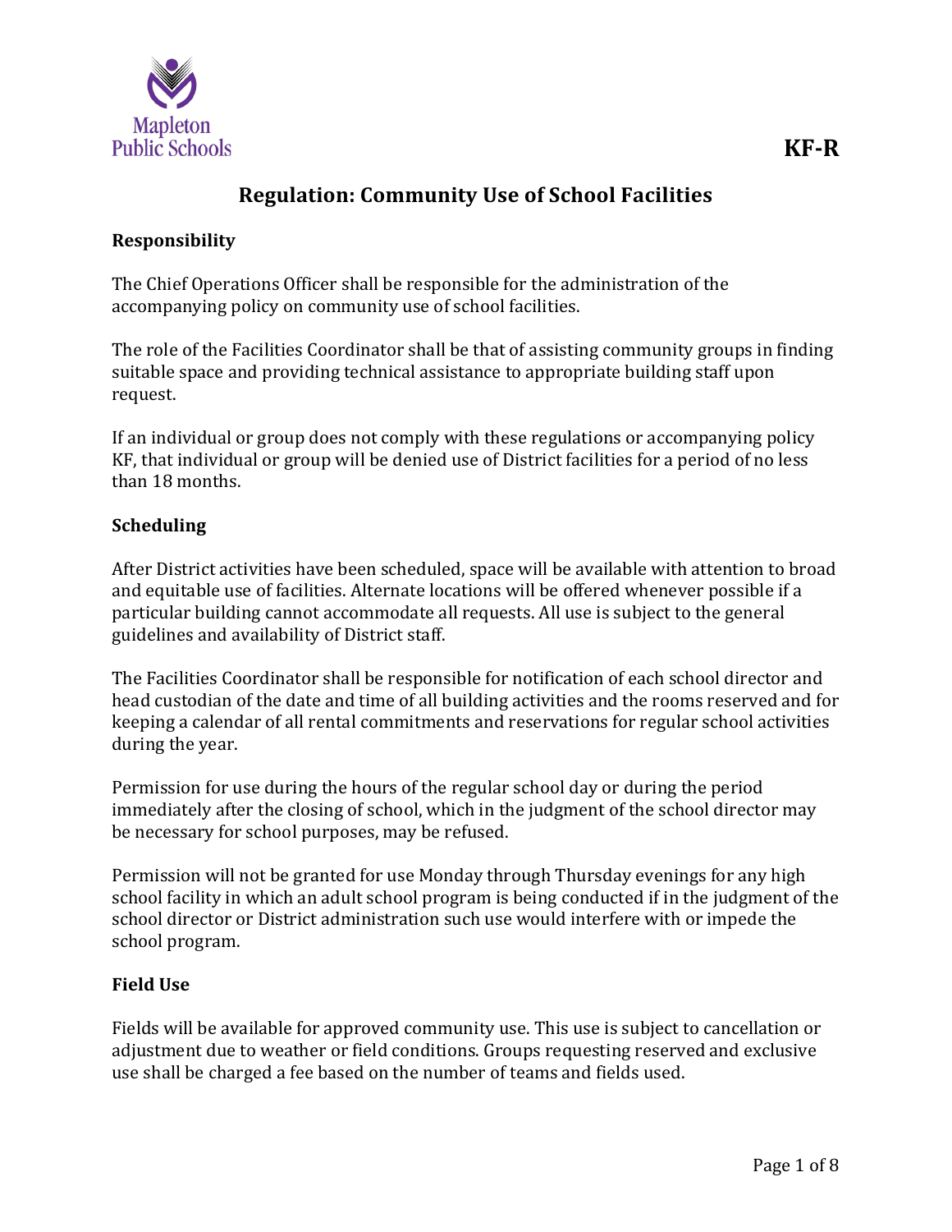Mapleton Public Schools

**KF-R**

# Regulation: Community Use of School Facilities

## Responsibility

The Chief Operations Officer shall be responsible for the administration of the accompanying policy on community use of school facilities.

The role of the Facilities Coordinator shall be that of assisting community groups in finding suitable space and providing technical assistance to appropriate building staff upon request.

If an individual or group does not comply with these regulations or accompanying policy KF, that individual or group will be denied use of District facilities for a period of no less than 18 months.

## Scheduling

After District activities have been scheduled, space will be available with attention to broad and equitable use of facilities. Alternate locations will be offered whenever possible if a particular building cannot accommodate all requests. All use is subject to the general guidelines and availability of District staff.

The Facilities Coordinator shall be responsible for notification of each school director and head custodian of the date and time of all building activities and the rooms reserved and for keeping a calendar of all rental commitments and reservations for regular school activities during the year.

Permission for use during the hours of the regular school day or during the period immediately after the closing of school, which in the judgment of the school director may be necessary for school purposes, may be refused.

Permission will not be granted for use Monday through Thursday evenings for any high school facility in which an adult school program is being conducted if in the judgment of the school director or District administration such use would interfere with or impede the school program.

## Field Use

Fields will be available for approved community use. This use is subject to cancellation or adjustment due to weather or field conditions. Groups requesting reserved and exclusive use shall be charged a fee based on the number of teams and fields used.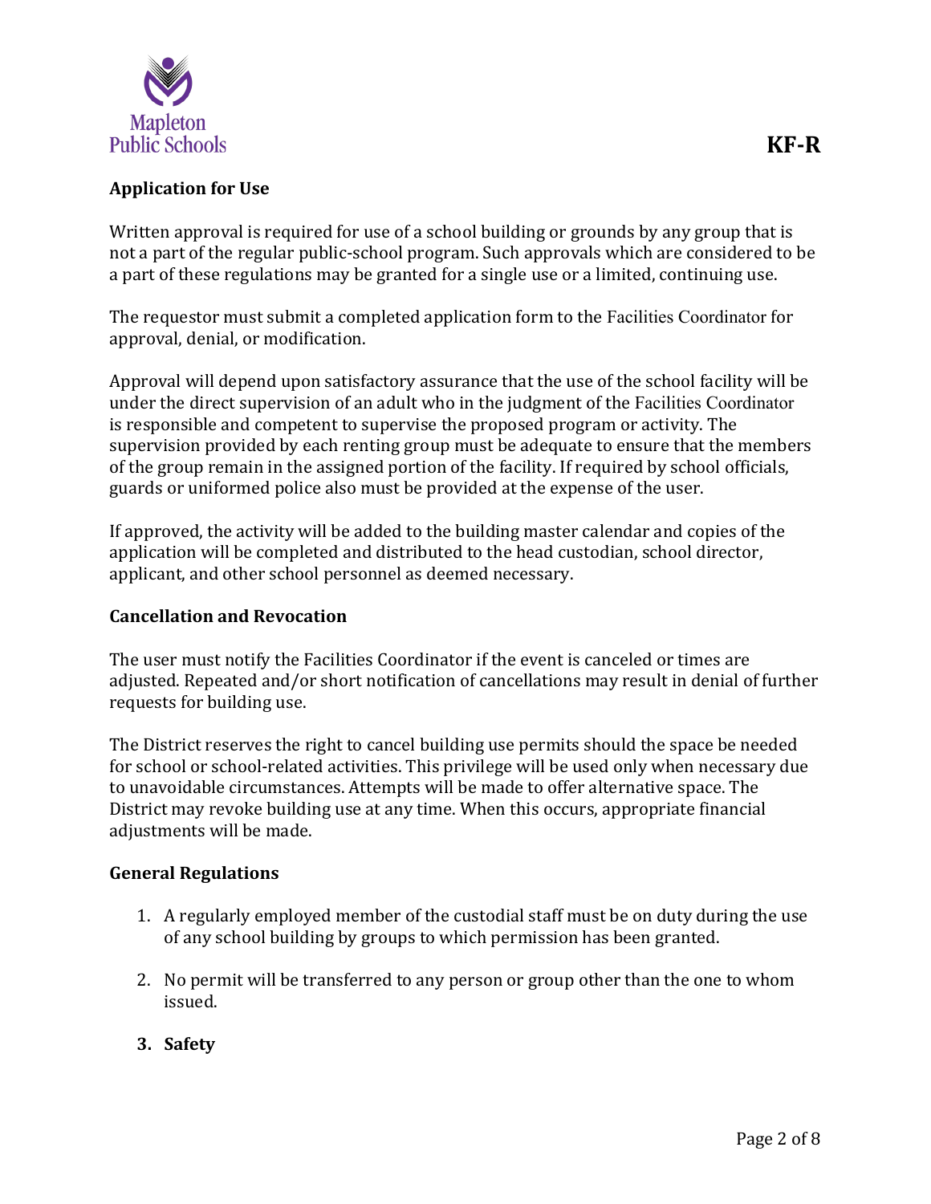**Application for Use**

Written approval is required for use of a school building or grounds by any group that is not a part of the regular public-school program. Such approvals which are considered to be a part of these regulations may be granted for a single use or a limited, continuing use.

The requestor must submit a completed application form to the Facilities Coordinator for approval, denial, or modification.

Approval will depend upon satisfactory assurance that the use of the school facility will be under the direct supervision of an adult who in the judgment of the Facilities Coordinator is responsible and competent to supervise the proposed program or activity. The supervision provided by each renting group must be adequate to ensure that the members of the group remain in the assigned portion of the facility. If required by school officials, guards or uniformed police also must be provided at the expense of the user.

If approved, the activity will be added to the building master calendar and copies of the application will be completed and distributed to the head custodian, school director, applicant, and other school personnel as deemed necessary.

**Cancellation and Revocation**

The user must notify the Facilities Coordinator if the event is canceled or times are adjusted. Repeated and/or short notification of cancellations may result in denial of further requests for building use.

The District reserves the right to cancel building use permits should the space be needed for school or school-related activities. This privilege will be used only when necessary due to unavoidable circumstances. Attempts will be made to offer alternative space. The District may revoke building use at any time. When this occurs, appropriate financial adjustments will be made.

**General Regulations**

1. A regularly employed member of the custodial staff must be on duty during the use of any school building by groups to which permission has been granted.

2. No permit will be transferred to any person or group other than the one to whom issued.

3. **Safety**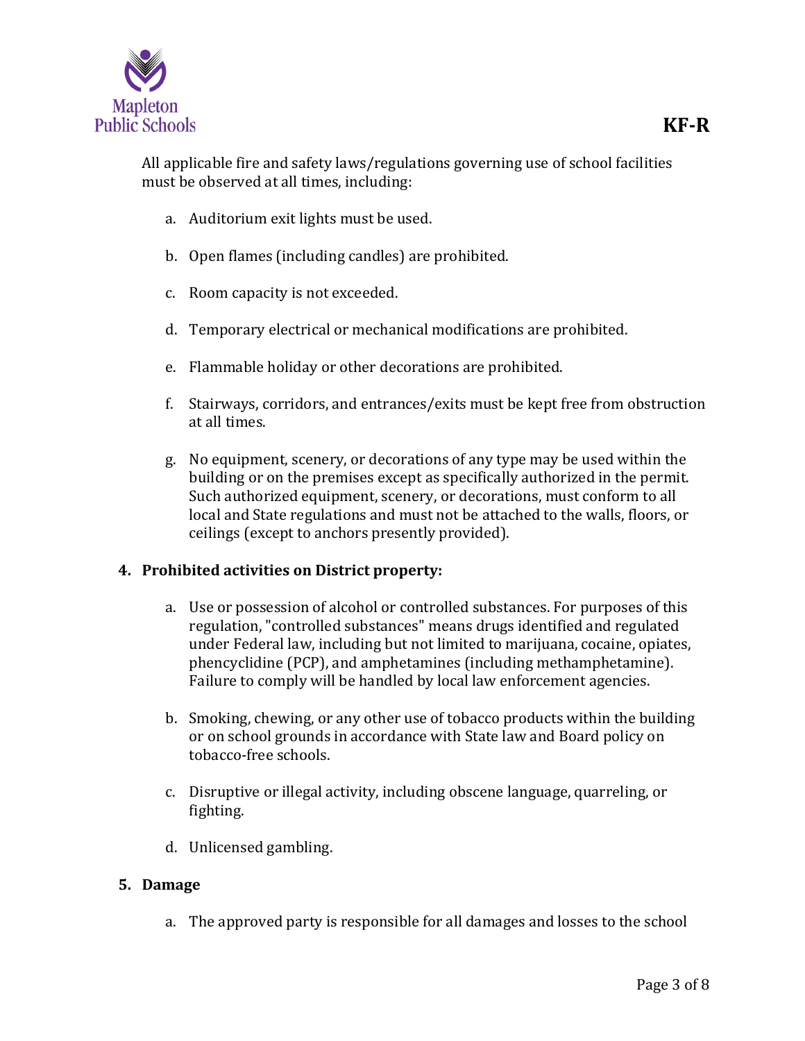All applicable fire and safety laws/regulations governing use of school facilities must be observed at all times, including:

a. Auditorium exit lights must be used.

b. Open flames (including candles) are prohibited.

c. Room capacity is not exceeded.

d. Temporary electrical or mechanical modifications are prohibited.

e. Flammable holiday or other decorations are prohibited.

f. Stairways, corridors, and entrances/exits must be kept free from obstruction at all times.

g. No equipment, scenery, or decorations of any type may be used within the building or on the premises except as specifically authorized in the permit. Such authorized equipment, scenery, or decorations, must conform to all local and State regulations and must not be attached to the walls, floors, or ceilings (except to anchors presently provided).

**4. Prohibited activities on District property:**

a. Use or possession of alcohol or controlled substances. For purposes of this regulation, "controlled substances" means drugs identified and regulated under Federal law, including but not limited to marijuana, cocaine, opiates, phencyclidine (PCP), and amphetamines (including methamphetamine). Failure to comply will be handled by local law enforcement agencies.

b. Smoking, chewing, or any other use of tobacco products within the building or on school grounds in accordance with State law and Board policy on tobacco-free schools.

c. Disruptive or illegal activity, including obscene language, quarreling, or fighting.

d. Unlicensed gambling.

**5. Damage**

a. The approved party is responsible for all damages and losses to the school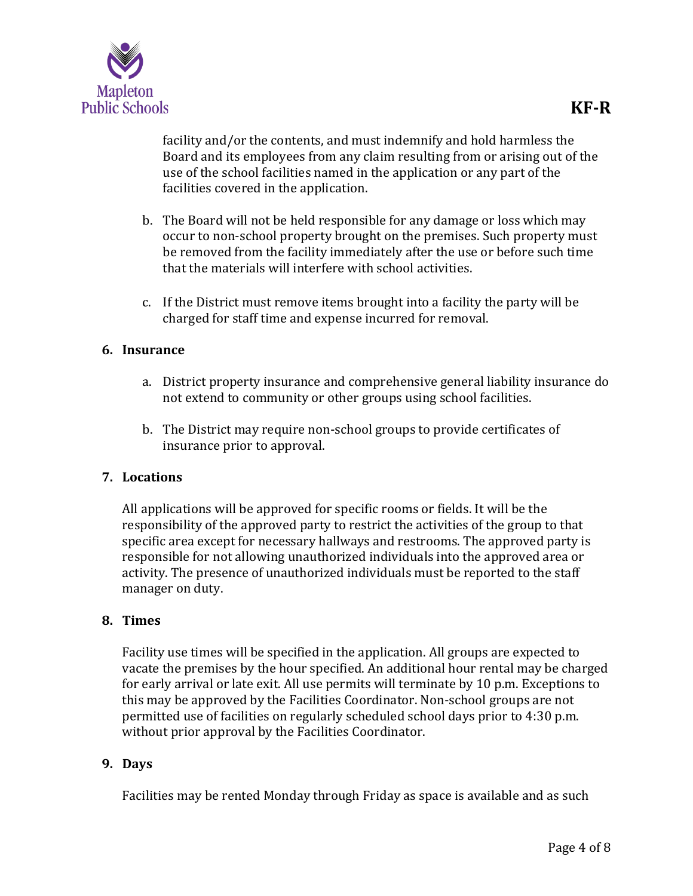facility and/or the contents, and must indemnify and hold harmless the Board and its employees from any claim resulting from or arising out of the use of the school facilities named in the application or any part of the facilities covered in the application.

b. The Board will not be held responsible for any damage or loss which may occur to non-school property brought on the premises. Such property must be removed from the facility immediately after the use or before such time that the materials will interfere with school activities.

c. If the District must remove items brought into a facility the party will be charged for staff time and expense incurred for removal.

**6. Insurance**

a. District property insurance and comprehensive general liability insurance do not extend to community or other groups using school facilities.

b. The District may require non-school groups to provide certificates of insurance prior to approval.

**7. Locations**

All applications will be approved for specific rooms or fields. It will be the responsibility of the approved party to restrict the activities of the group to that specific area except for necessary hallways and restrooms. The approved party is responsible for not allowing unauthorized individuals into the approved area or activity. The presence of unauthorized individuals must be reported to the staff manager on duty.

**8. Times**

Facility use times will be specified in the application. All groups are expected to vacate the premises by the hour specified. An additional hour rental may be charged for early arrival or late exit. All use permits will terminate by 10 p.m. Exceptions to this may be approved by the Facilities Coordinator. Non-school groups are not permitted use of facilities on regularly scheduled school days prior to 4:30 p.m. without prior approval by the Facilities Coordinator.

**9. Days**

Facilities may be rented Monday through Friday as space is available and as such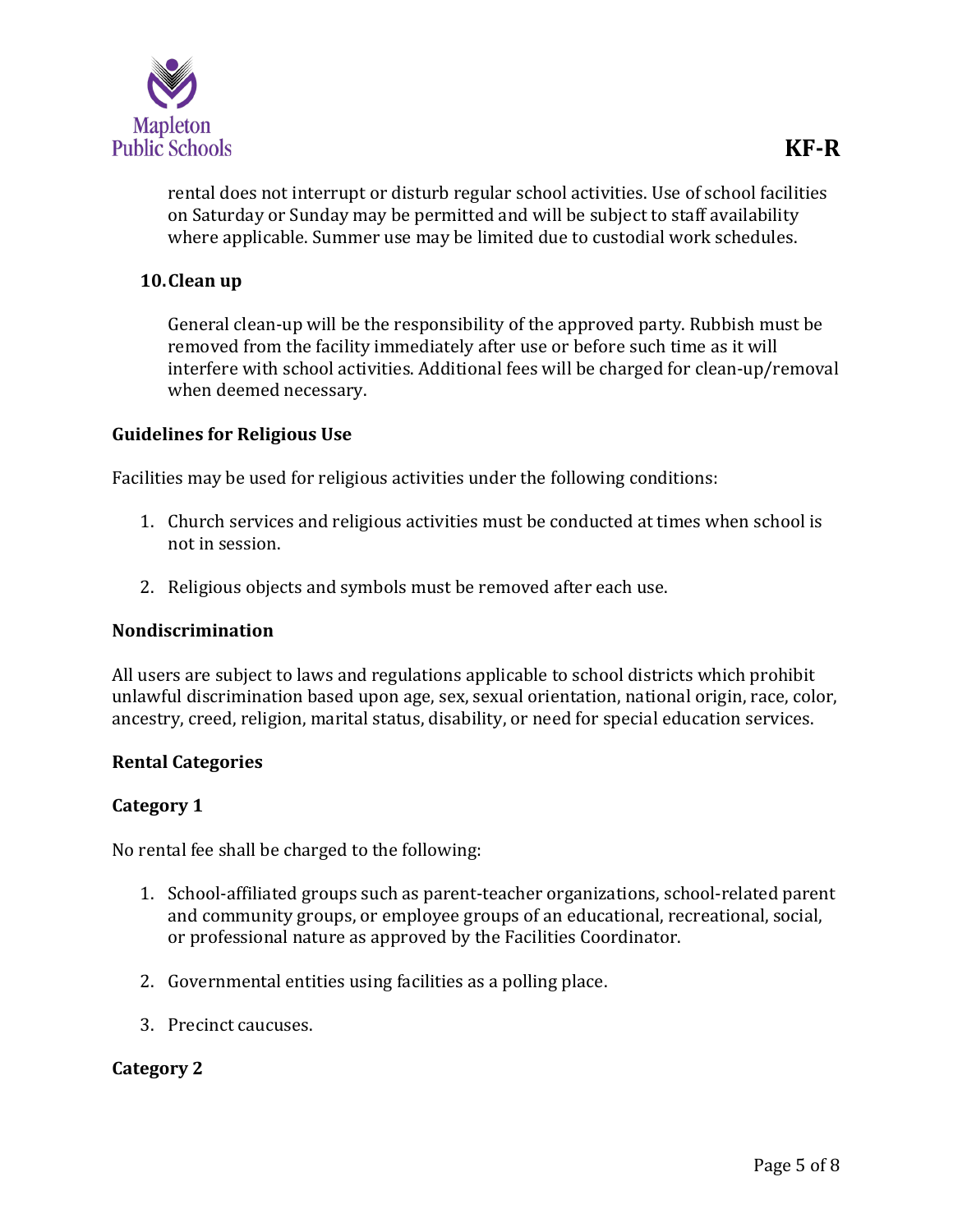rental does not interrupt or disturb regular school activities. Use of school facilities on Saturday or Sunday may be permitted and will be subject to staff availability where applicable. Summer use may be limited due to custodial work schedules.

10. **Clean up**

    General clean-up will be the responsibility of the approved party. Rubbish must be removed from the facility immediately after use or before such time as it will interfere with school activities. Additional fees will be charged for clean-up/removal when deemed necessary.

**Guidelines for Religious Use**

Facilities may be used for religious activities under the following conditions:

1. Church services and religious activities must be conducted at times when school is not in session.

2. Religious objects and symbols must be removed after each use.

**Nondiscrimination**

All users are subject to laws and regulations applicable to school districts which prohibit unlawful discrimination based upon age, sex, sexual orientation, national origin, race, color, ancestry, creed, religion, marital status, disability, or need for special education services.

**Rental Categories**

**Category 1**

No rental fee shall be charged to the following:

1. School-affiliated groups such as parent-teacher organizations, school-related parent and community groups, or employee groups of an educational, recreational, social, or professional nature as approved by the Facilities Coordinator.

2. Governmental entities using facilities as a polling place.

3. Precinct caucuses.

**Category 2**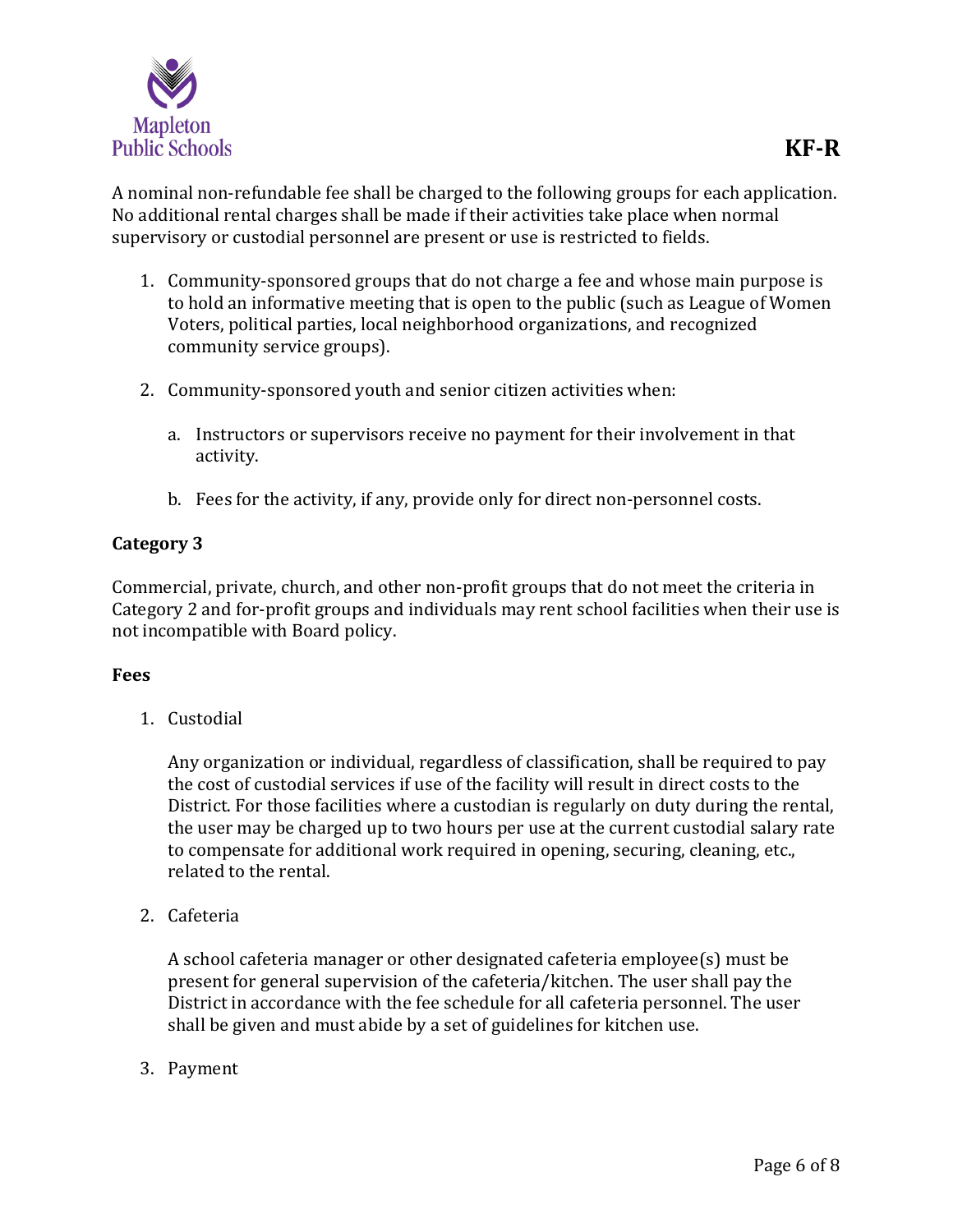A nominal non-refundable fee shall be charged to the following groups for each application. No additional rental charges shall be made if their activities take place when normal supervisory or custodial personnel are present or use is restricted to fields.

1. Community-sponsored groups that do not charge a fee and whose main purpose is to hold an informative meeting that is open to the public (such as League of Women Voters, political parties, local neighborhood organizations, and recognized community service groups).

2. Community-sponsored youth and senior citizen activities when:

   a. Instructors or supervisors receive no payment for their involvement in that activity.

   b. Fees for the activity, if any, provide only for direct non-personnel costs.

**Category 3**

Commercial, private, church, and other non-profit groups that do not meet the criteria in Category 2 and for-profit groups and individuals may rent school facilities when their use is not incompatible with Board policy.

**Fees**

1. Custodial

   Any organization or individual, regardless of classification, shall be required to pay the cost of custodial services if use of the facility will result in direct costs to the District. For those facilities where a custodian is regularly on duty during the rental, the user may be charged up to two hours per use at the current custodial salary rate to compensate for additional work required in opening, securing, cleaning, etc., related to the rental.

2. Cafeteria

   A school cafeteria manager or other designated cafeteria employee(s) must be present for general supervision of the cafeteria/kitchen. The user shall pay the District in accordance with the fee schedule for all cafeteria personnel. The user shall be given and must abide by a set of guidelines for kitchen use.

3. Payment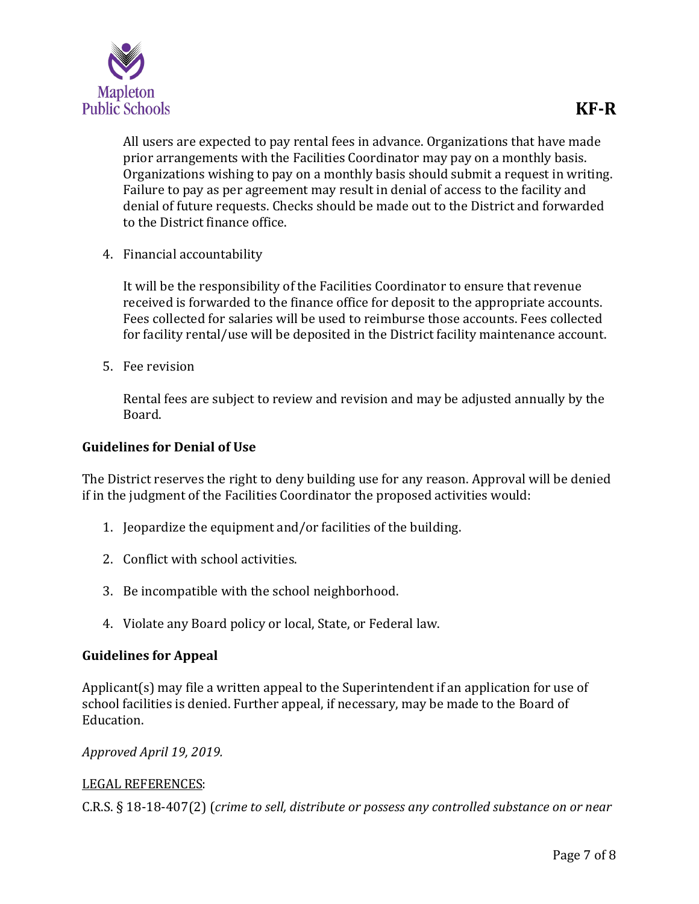All users are expected to pay rental fees in advance. Organizations that have made prior arrangements with the Facilities Coordinator may pay on a monthly basis. Organizations wishing to pay on a monthly basis should submit a request in writing. Failure to pay as per agreement may result in denial of access to the facility and denial of future requests. Checks should be made out to the District and forwarded to the District finance office.

4. Financial accountability

   It will be the responsibility of the Facilities Coordinator to ensure that revenue received is forwarded to the finance office for deposit to the appropriate accounts. Fees collected for salaries will be used to reimburse those accounts. Fees collected for facility rental/use will be deposited in the District facility maintenance account.

5. Fee revision

   Rental fees are subject to review and revision and may be adjusted annually by the Board.

**Guidelines for Denial of Use**

The District reserves the right to deny building use for any reason. Approval will be denied if in the judgment of the Facilities Coordinator the proposed activities would:

1. Jeopardize the equipment and/or facilities of the building.
2. Conflict with school activities.
3. Be incompatible with the school neighborhood.
4. Violate any Board policy or local, State, or Federal law.

**Guidelines for Appeal**

Applicant(s) may file a written appeal to the Superintendent if an application for use of school facilities is denied. Further appeal, if necessary, may be made to the Board of Education.

*Approved April 19, 2019.*

LEGAL REFERENCES:

C.R.S. § 18-18-407(2) (*crime to sell, distribute or possess any controlled substance on or near*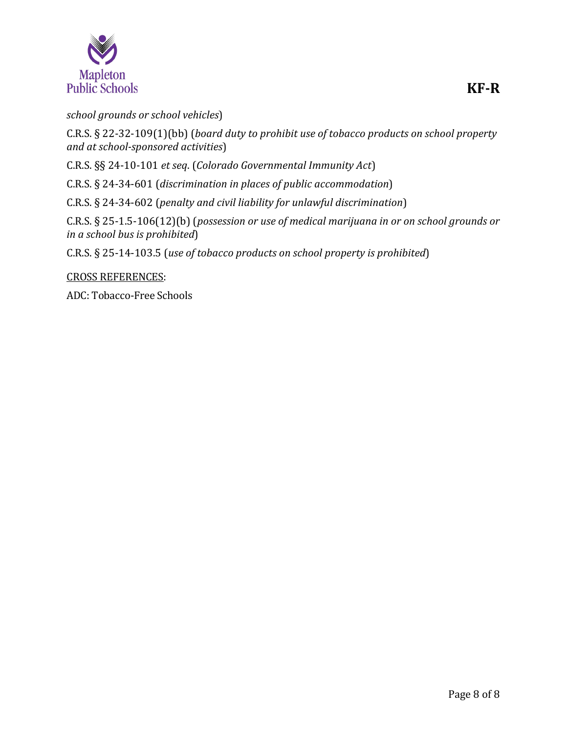*school grounds or school vehicles*)

C.R.S. § 22-32-109(1)(bb) (*board duty to prohibit use of tobacco products on school property and at school-sponsored activities*)

C.R.S. §§ 24-10-101 *et seq.* (*Colorado Governmental Immunity Act*)

C.R.S. § 24-34-601 (*discrimination in places of public accommodation*)

C.R.S. § 24-34-602 (*penalty and civil liability for unlawful discrimination*)

C.R.S. § 25-1.5-106(12)(b) (*possession or use of medical marijuana in or on school grounds or in a school bus is prohibited*)

C.R.S. § 25-14-103.5 (*use of tobacco products on school property is prohibited*)

<u>CROSS REFERENCES</u>:

ADC: Tobacco-Free Schools